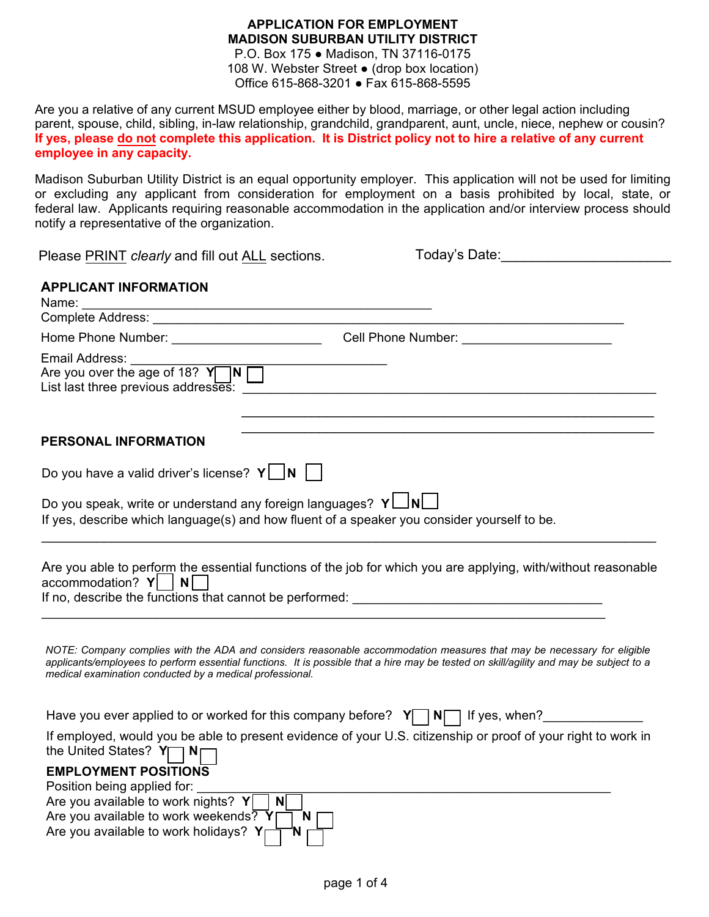**APPLICATION FOR EMPLOYMENT**
**MADISON SUBURBAN UTILITY DISTRICT**
P.O. Box 175 ● Madison, TN 37116-0175
108 W. Webster Street ● (drop box location)
Office 615-868-3201 ● Fax 615-868-5595

Are you a relative of any current MSUD employee either by blood, marriage, or other legal action including parent, spouse, child, sibling, in-law relationship, grandchild, grandparent, aunt, uncle, niece, nephew or cousin? **If yes, please do not complete this application. It is District policy not to hire a relative of any current employee in any capacity.**

Madison Suburban Utility District is an equal opportunity employer. This application will not be used for limiting or excluding any applicant from consideration for employment on a basis prohibited by local, state, or federal law. Applicants requiring reasonable accommodation in the application and/or interview process should notify a representative of the organization.

Please PRINT *clearly* and fill out ALL sections.    Today's Date:______________________

## APPLICANT INFORMATION

Name: ________________________________________________

Complete Address: ________________________________________________________________

Home Phone Number: _____________________    Cell Phone Number: _____________________

Email Address: ___________________________________

Are you over the age of 18? **Y** ☐ **N** ☐

List last three previous addresses: ________________________________________________

________________________________________________

________________________________________________

## PERSONAL INFORMATION

Do you have a valid driver's license? **Y** ☐ **N** ☐

Do you speak, write or understand any foreign languages? **Y** ☐ **N** ☐

If yes, describe which language(s) and how fluent of a speaker you consider yourself to be.

________________________________________________________________________________

Are you able to perform the essential functions of the job for which you are applying, with/without reasonable accommodation? **Y** ☐ **N** ☐

If no, describe the functions that cannot be performed: ___________________________________

________________________________________________________________________________

*NOTE: Company complies with the ADA and considers reasonable accommodation measures that may be necessary for eligible applicants/employees to perform essential functions. It is possible that a hire may be tested on skill/agility and may be subject to a medical examination conducted by a medical professional.*

Have you ever applied to or worked for this company before? **Y** ☐ **N** ☐ If yes, when?______________

If employed, would you be able to present evidence of your U.S. citizenship or proof of your right to work in the United States? **Y** ☐ **N** ☐

## EMPLOYMENT POSITIONS

Position being applied for: ______________________________________________________

Are you available to work nights? **Y** ☐ **N** ☐

Are you available to work weekends? **Y** ☐ **N** ☐

Are you available to work holidays? **Y** ☐ **N** ☐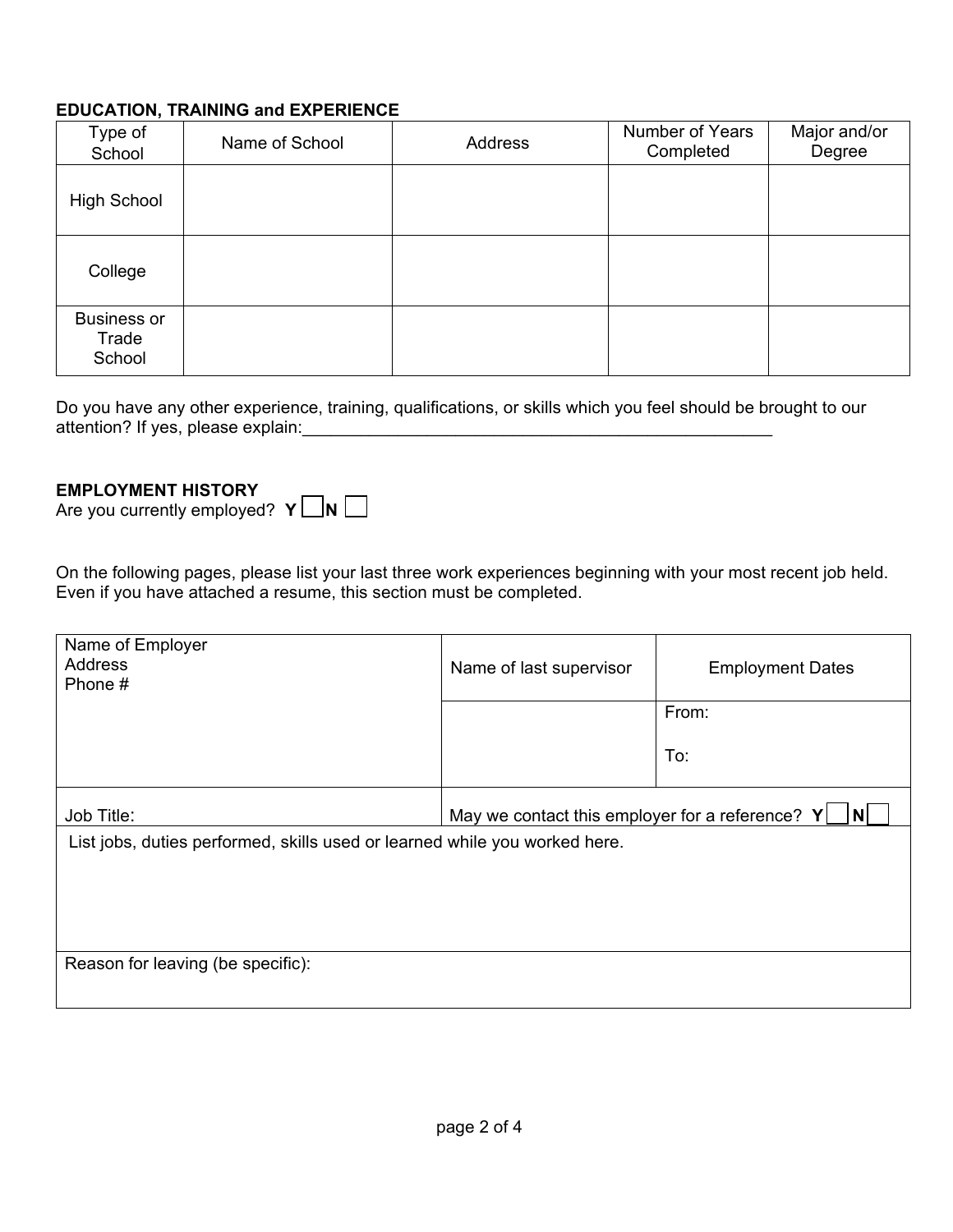**EDUCATION, TRAINING and EXPERIENCE**

| Type of School | Name of School | Address | Number of Years Completed | Major and/or Degree |
|---|---|---|---|---|
| High School | | | | |
| College | | | | |
| Business or Trade School | | | | |

Do you have any other experience, training, qualifications, or skills which you feel should be brought to our attention? If yes, please explain:_____________________________________________________

**EMPLOYMENT HISTORY**

Are you currently employed? **Y** ☐ **N** ☐

On the following pages, please list your last three work experiences beginning with your most recent job held. Even if you have attached a resume, this section must be completed.

| Name of Employer<br>Address<br>Phone # | Name of last supervisor | Employment Dates |
|---|---|---|
| | | From:<br><br>To: |
| Job Title: | May we contact this employer for a reference? **Y** ☐ **N** ☐ | |
| List jobs, duties performed, skills used or learned while you worked here. | | |
| Reason for leaving (be specific): | | |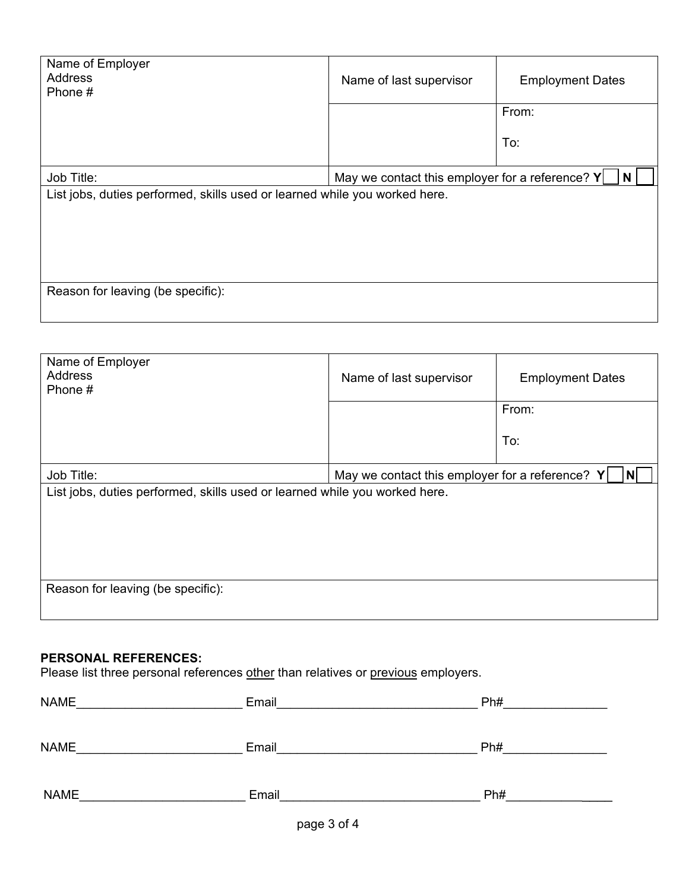| Name of Employer<br>Address<br>Phone # | Name of last supervisor | Employment Dates |
|---|---|---|
| | | From:<br><br>To: |
| Job Title: | May we contact this employer for a reference? **Y** ☐ **N** ☐ | |
| List jobs, duties performed, skills used or learned while you worked here. | | |
| Reason for leaving (be specific): | | |

| Name of Employer<br>Address<br>Phone # | Name of last supervisor | Employment Dates |
|---|---|---|
| | | From:<br><br>To: |
| Job Title: | May we contact this employer for a reference? **Y** ☐ **N** ☐ | |
| List jobs, duties performed, skills used or learned while you worked here. | | |
| Reason for leaving (be specific): | | |

**PERSONAL REFERENCES:**

Please list three personal references <u>other</u> than relatives or <u>previous</u> employers.

NAME________________________ Email_____________________________ Ph#_______________

NAME________________________ Email_____________________________ Ph#_______________

NAME________________________ Email_____________________________ Ph#_______________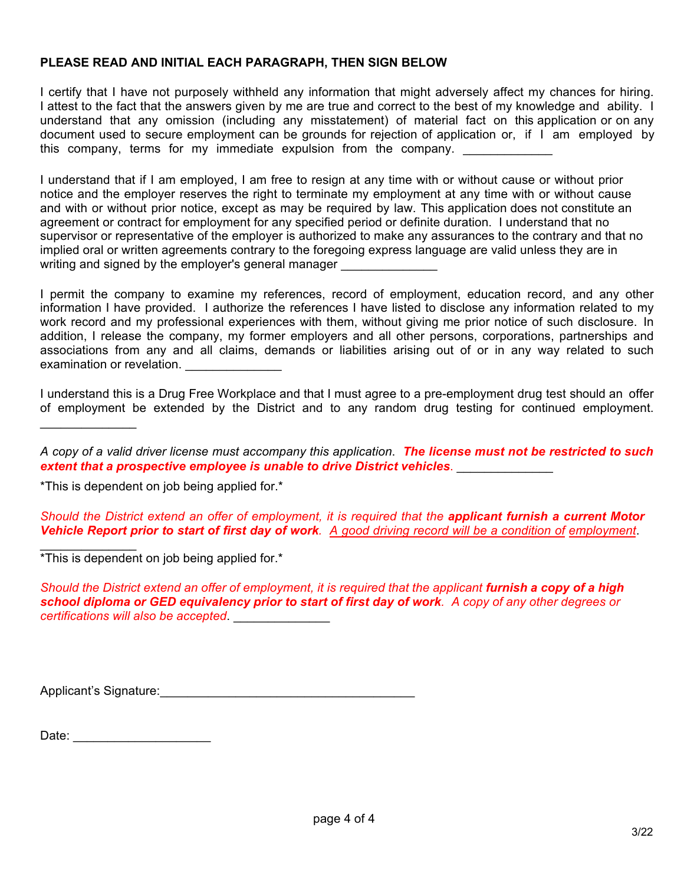**PLEASE READ AND INITIAL EACH PARAGRAPH, THEN SIGN BELOW**

I certify that I have not purposely withheld any information that might adversely affect my chances for hiring. I attest to the fact that the answers given by me are true and correct to the best of my knowledge and ability. I understand that any omission (including any misstatement) of material fact on this application or on any document used to secure employment can be grounds for rejection of application or, if I am employed by this company, terms for my immediate expulsion from the company. ____________

I understand that if I am employed, I am free to resign at any time with or without cause or without prior notice and the employer reserves the right to terminate my employment at any time with or without cause and with or without prior notice, except as may be required by law. This application does not constitute an agreement or contract for employment for any specified period or definite duration. I understand that no supervisor or representative of the employer is authorized to make any assurances to the contrary and that no implied oral or written agreements contrary to the foregoing express language are valid unless they are in writing and signed by the employer's general manager _____________

I permit the company to examine my references, record of employment, education record, and any other information I have provided. I authorize the references I have listed to disclose any information related to my work record and my professional experiences with them, without giving me prior notice of such disclosure. In addition, I release the company, my former employers and all other persons, corporations, partnerships and associations from any and all claims, demands or liabilities arising out of or in any way related to such examination or revelation. _____________

I understand this is a Drug Free Workplace and that I must agree to a pre-employment drug test should an offer of employment be extended by the District and to any random drug testing for continued employment. _____________

*A copy of a valid driver license must accompany this application*. ***The license must not be restricted to such extent that a prospective employee is unable to drive District vehicles***. _____________

*This is dependent on job being applied for.*

*Should the District extend an offer of employment, it is required that the* ***applicant furnish a current Motor Vehicle Report prior to start of first day of work***. <u>*A good driving record will be a condition of employment*</u>. _____________

*This is dependent on job being applied for.*

*Should the District extend an offer of employment, it is required that the applicant* ***furnish a copy of a high school diploma or GED equivalency prior to start of first day of work***. *A copy of any other degrees or certifications will also be accepted*. _____________

Applicant's Signature:___________________________________

Date: ___________________

3/22